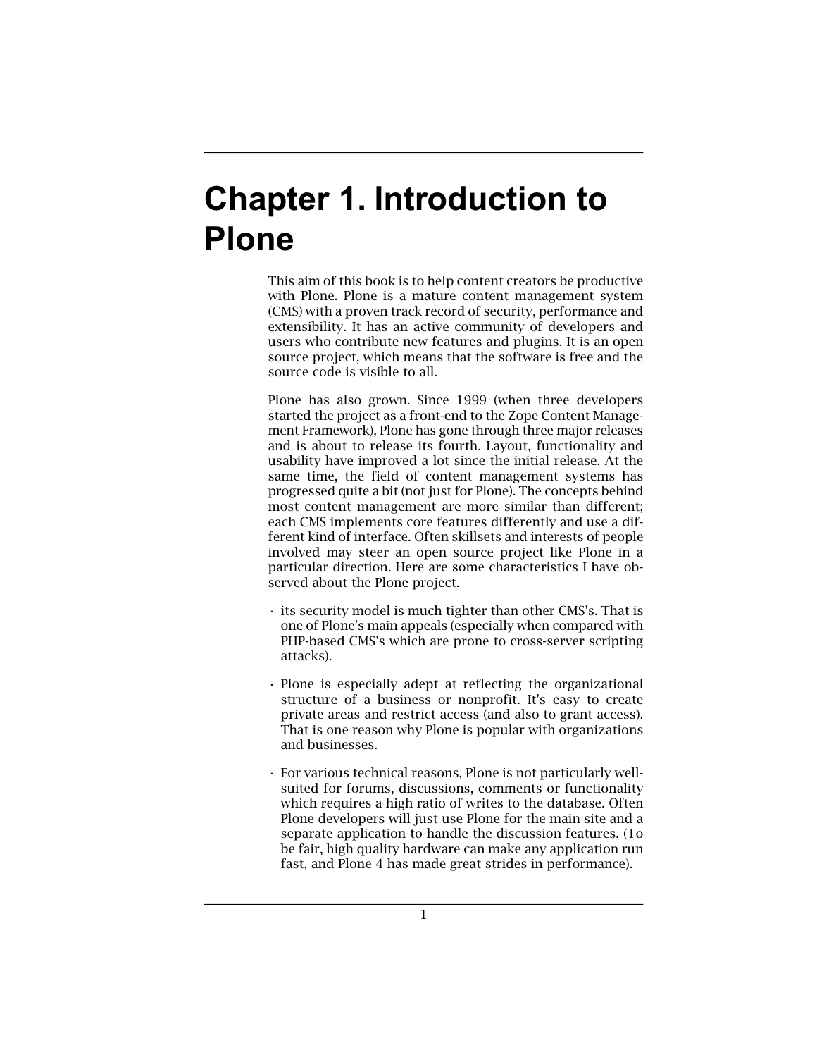# Chapter 1. Introduction to Plone

This aim of this book is to help content creators be productive with Plone. Plone is a mature content management system (CMS) with a proven track record of security, performance and extensibility. It has an active community of developers and users who contribute new features and plugins. It is an open source project, which means that the software is free and the source code is visible to all.

Plone has also grown. Since 1999 (when three developers started the project as a front-end to the Zope Content Management Framework), Plone has gone through three major releases and is about to release its fourth. Layout, functionality and usability have improved a lot since the initial release. At the same time, the field of content management systems has progressed quite a bit (not just for Plone). The concepts behind most content management are more similar than different; each CMS implements core features differently and use a different kind of interface. Often skillsets and interests of people involved may steer an open source project like Plone in a particular direction. Here are some characteristics I have observed about the Plone project.

- its security model is much tighter than other CMS's. That is one of Plone's main appeals (especially when compared with PHP-based CMS's which are prone to cross-server scripting attacks).
- Plone is especially adept at reflecting the organizational structure of a business or nonprofit. It's easy to create private areas and restrict access (and also to grant access). That is one reason why Plone is popular with organizations and businesses.
- For various technical reasons, Plone is not particularly well-suited for forums, discussions, comments or functionality which requires a high ratio of writes to the database. Often Plone developers will just use Plone for the main site and a separate application to handle the discussion features. (To be fair, high quality hardware can make any application run fast, and Plone 4 has made great strides in performance).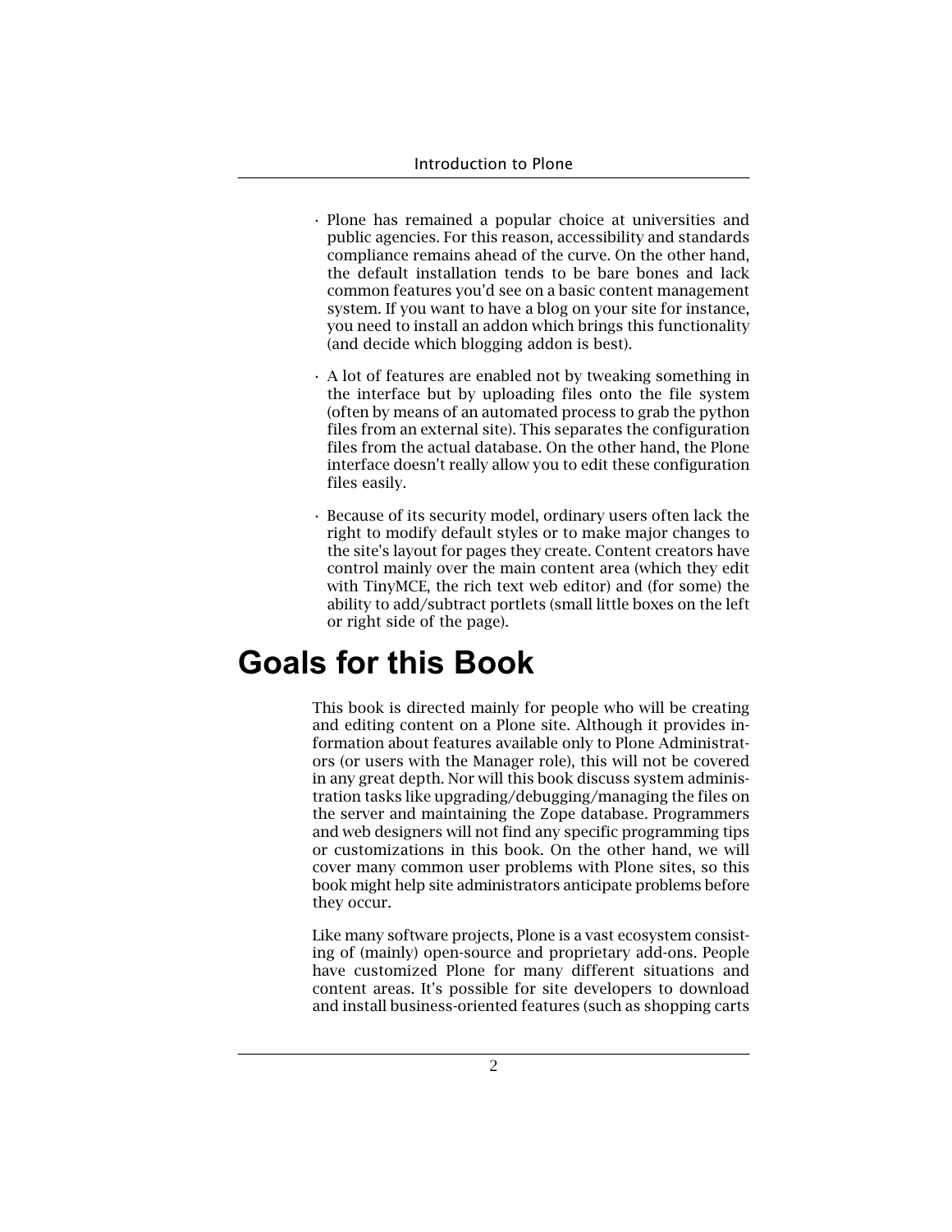- Plone has remained a popular choice at universities and public agencies. For this reason, accessibility and standards compliance remains ahead of the curve. On the other hand, the default installation tends to be bare bones and lack common features you'd see on a basic content management system. If you want to have a blog on your site for instance, you need to install an addon which brings this functionality (and decide which blogging addon is best).

- A lot of features are enabled not by tweaking something in the interface but by uploading files onto the file system (often by means of an automated process to grab the python files from an external site). This separates the configuration files from the actual database. On the other hand, the Plone interface doesn't really allow you to edit these configuration files easily.

- Because of its security model, ordinary users often lack the right to modify default styles or to make major changes to the site's layout for pages they create. Content creators have control mainly over the main content area (which they edit with TinyMCE, the rich text web editor) and (for some) the ability to add/subtract portlets (small little boxes on the left or right side of the page).

# Goals for this Book

This book is directed mainly for people who will be creating and editing content on a Plone site. Although it provides information about features available only to Plone Administrators (or users with the Manager role), this will not be covered in any great depth. Nor will this book discuss system administration tasks like upgrading/debugging/managing the files on the server and maintaining the Zope database. Programmers and web designers will not find any specific programming tips or customizations in this book. On the other hand, we will cover many common user problems with Plone sites, so this book might help site administrators anticipate problems before they occur.

Like many software projects, Plone is a vast ecosystem consisting of (mainly) open-source and proprietary add-ons. People have customized Plone for many different situations and content areas. It's possible for site developers to download and install business-oriented features (such as shopping carts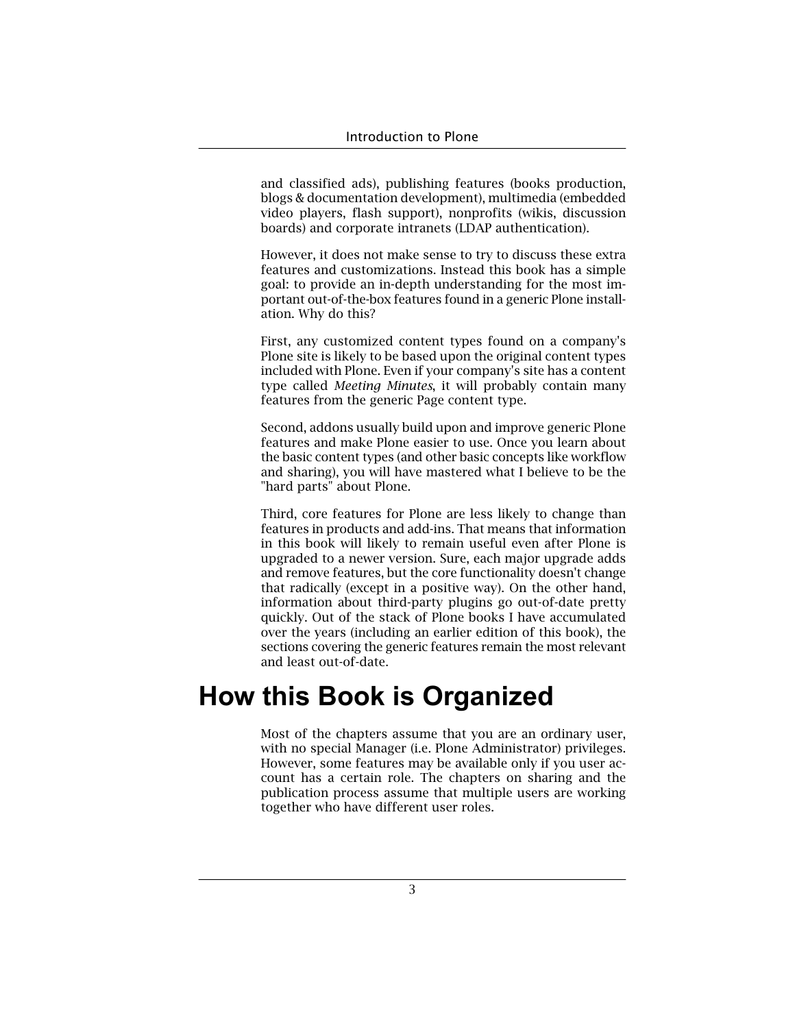and classified ads), publishing features (books production, blogs & documentation development), multimedia (embedded video players, flash support), nonprofits (wikis, discussion boards) and corporate intranets (LDAP authentication).

However, it does not make sense to try to discuss these extra features and customizations. Instead this book has a simple goal: to provide an in-depth understanding for the most important out-of-the-box features found in a generic Plone installation. Why do this?

First, any customized content types found on a company's Plone site is likely to be based upon the original content types included with Plone. Even if your company's site has a content type called *Meeting Minutes*, it will probably contain many features from the generic Page content type.

Second, addons usually build upon and improve generic Plone features and make Plone easier to use. Once you learn about the basic content types (and other basic concepts like workflow and sharing), you will have mastered what I believe to be the "hard parts" about Plone.

Third, core features for Plone are less likely to change than features in products and add-ins. That means that information in this book will likely to remain useful even after Plone is upgraded to a newer version. Sure, each major upgrade adds and remove features, but the core functionality doesn't change that radically (except in a positive way). On the other hand, information about third-party plugins go out-of-date pretty quickly. Out of the stack of Plone books I have accumulated over the years (including an earlier edition of this book), the sections covering the generic features remain the most relevant and least out-of-date.

# How this Book is Organized

Most of the chapters assume that you are an ordinary user, with no special Manager (i.e. Plone Administrator) privileges. However, some features may be available only if you user account has a certain role. The chapters on sharing and the publication process assume that multiple users are working together who have different user roles.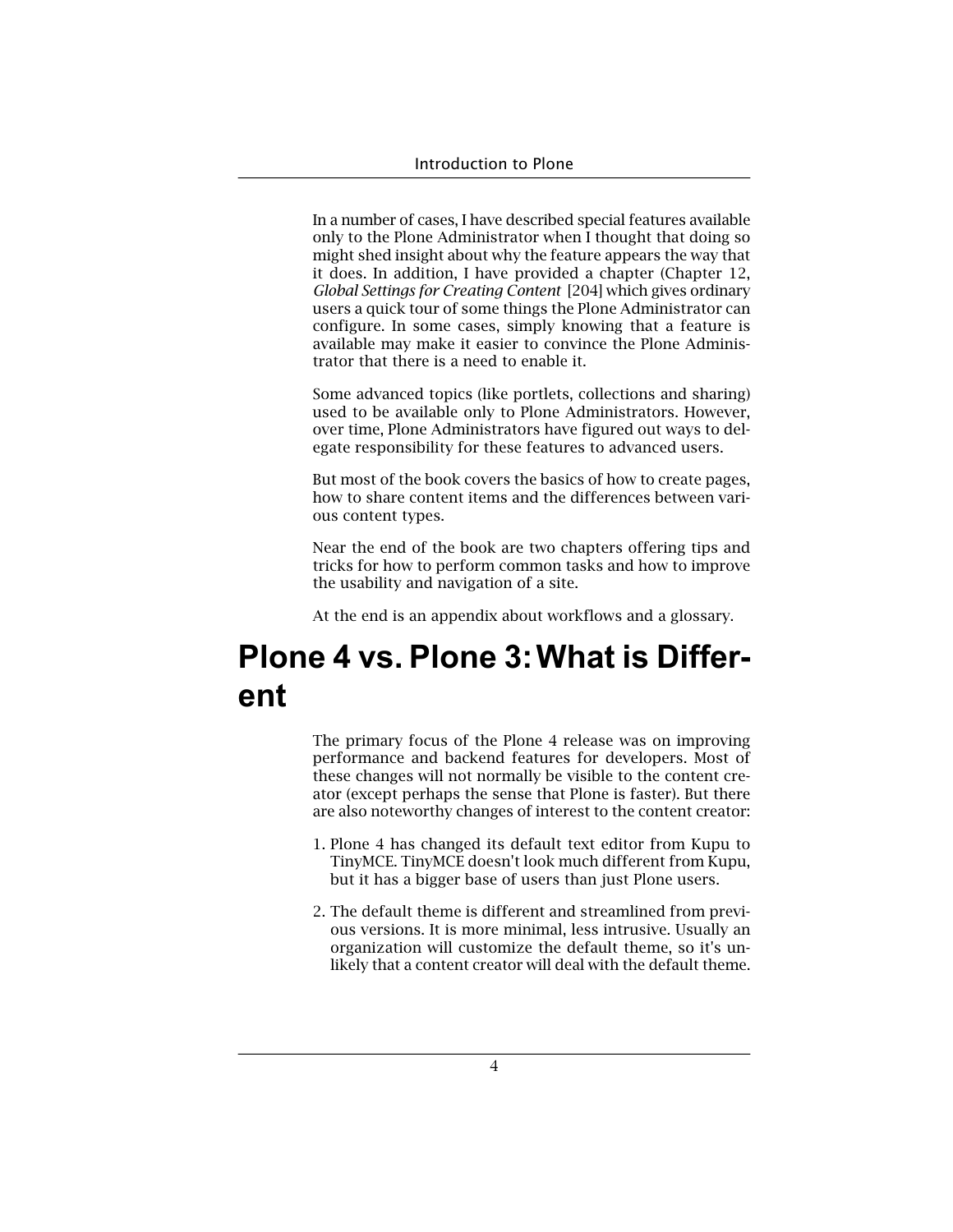In a number of cases, I have described special features available only to the Plone Administrator when I thought that doing so might shed insight about why the feature appears the way that it does. In addition, I have provided a chapter (Chapter 12, *Global Settings for Creating Content* [204] which gives ordinary users a quick tour of some things the Plone Administrator can configure. In some cases, simply knowing that a feature is available may make it easier to convince the Plone Administrator that there is a need to enable it.

Some advanced topics (like portlets, collections and sharing) used to be available only to Plone Administrators. However, over time, Plone Administrators have figured out ways to delegate responsibility for these features to advanced users.

But most of the book covers the basics of how to create pages, how to share content items and the differences between various content types.

Near the end of the book are two chapters offering tips and tricks for how to perform common tasks and how to improve the usability and navigation of a site.

At the end is an appendix about workflows and a glossary.

# Plone 4 vs. Plone 3: What is Different

The primary focus of the Plone 4 release was on improving performance and backend features for developers. Most of these changes will not normally be visible to the content creator (except perhaps the sense that Plone is faster). But there are also noteworthy changes of interest to the content creator:

1. Plone 4 has changed its default text editor from Kupu to TinyMCE. TinyMCE doesn't look much different from Kupu, but it has a bigger base of users than just Plone users.

2. The default theme is different and streamlined from previous versions. It is more minimal, less intrusive. Usually an organization will customize the default theme, so it's unlikely that a content creator will deal with the default theme.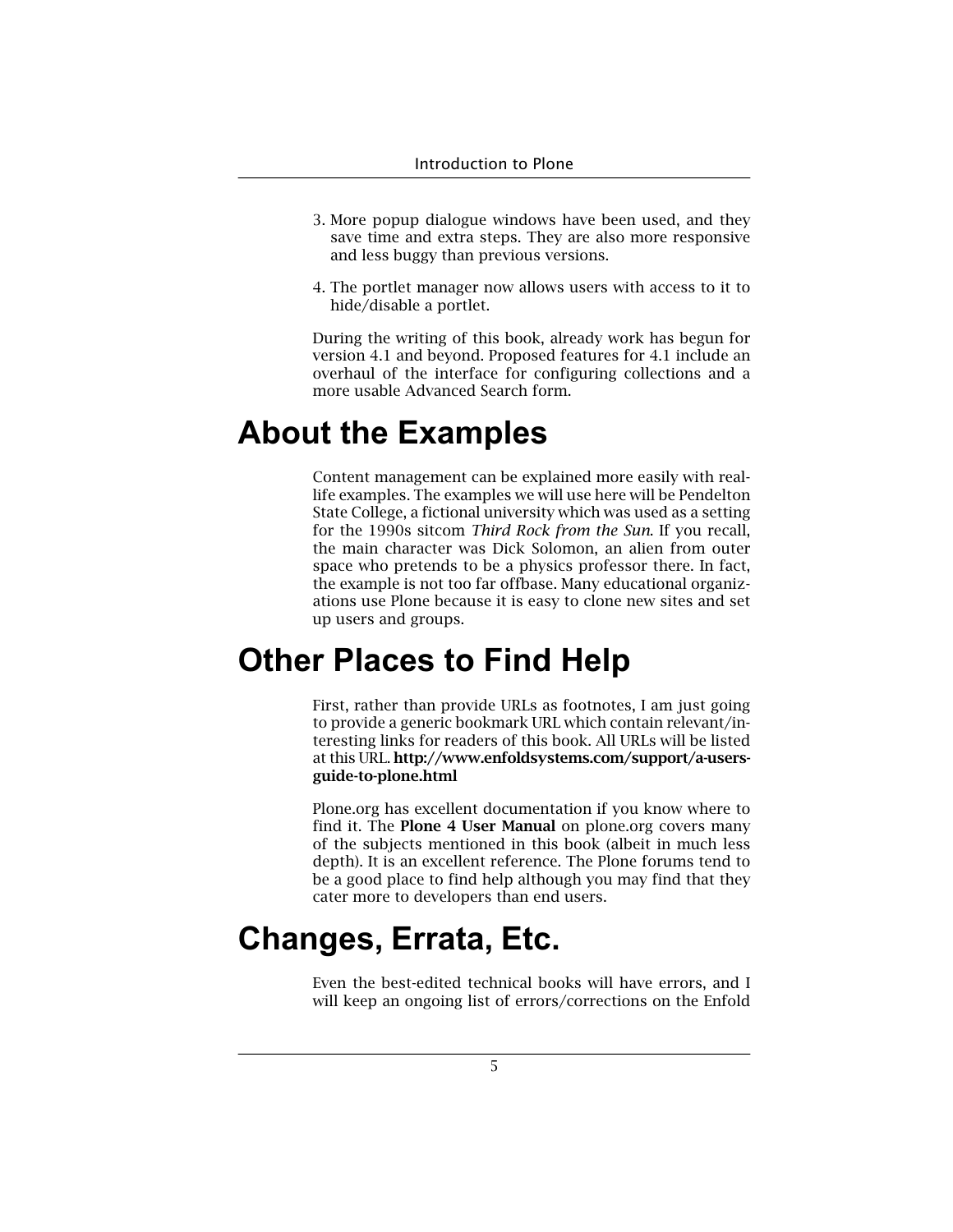3. More popup dialogue windows have been used, and they save time and extra steps. They are also more responsive and less buggy than previous versions.

4. The portlet manager now allows users with access to it to hide/disable a portlet.

During the writing of this book, already work has begun for version 4.1 and beyond. Proposed features for 4.1 include an overhaul of the interface for configuring collections and a more usable Advanced Search form.

# About the Examples

Content management can be explained more easily with real-life examples. The examples we will use here will be Pendelton State College, a fictional university which was used as a setting for the 1990s sitcom *Third Rock from the Sun*. If you recall, the main character was Dick Solomon, an alien from outer space who pretends to be a physics professor there. In fact, the example is not too far offbase. Many educational organizations use Plone because it is easy to clone new sites and set up users and groups.

# Other Places to Find Help

First, rather than provide URLs as footnotes, I am just going to provide a generic bookmark URL which contain relevant/interesting links for readers of this book. All URLs will be listed at this URL. **http://www.enfoldsystems.com/support/a-users-guide-to-plone.html**

Plone.org has excellent documentation if you know where to find it. The **Plone 4 User Manual** on plone.org covers many of the subjects mentioned in this book (albeit in much less depth). It is an excellent reference. The Plone forums tend to be a good place to find help although you may find that they cater more to developers than end users.

# Changes, Errata, Etc.

Even the best-edited technical books will have errors, and I will keep an ongoing list of errors/corrections on the Enfold